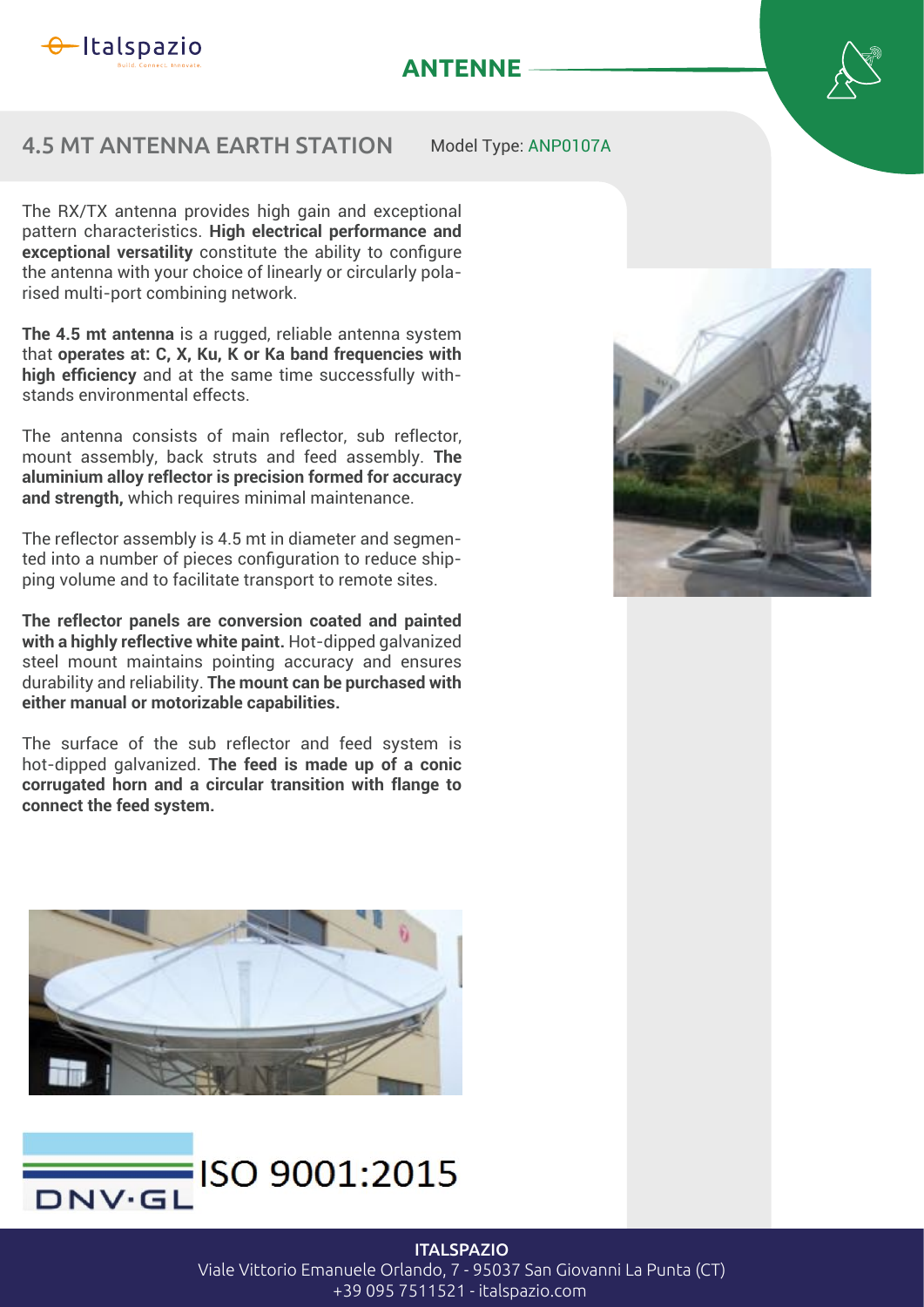# ANTENNE

## 4.5 MT ANTENNA EARTH STATION

Model Type: ANP0107A

The RX/TX antenna provides high gain and exceptional pattern characteristics. **High electrical performance and exceptional versatility** constitute the ability to configure the antenna with your choice of linearly or circularly polarised multi-port combining network.

**The 4.5 mt antenna** is a rugged, reliable antenna system that **operates at: C, X, Ku, K or Ka band frequencies with high efficiency** and at the same time successfully withstands environmental effects.

The antenna consists of main reflector, sub reflector, mount assembly, back struts and feed assembly. **The aluminium alloy reflector is precision formed for accuracy and strength,** which requires minimal maintenance.

The reflector assembly is 4.5 mt in diameter and segmented into a number of pieces configuration to reduce shipping volume and to facilitate transport to remote sites.

**The reflector panels are conversion coated and painted with a highly reflective white paint.** Hot-dipped galvanized steel mount maintains pointing accuracy and ensures durability and reliability. **The mount can be purchased with either manual or motorizable capabilities.**

The surface of the sub reflector and feed system is hot-dipped galvanized. **The feed is made up of a conic corrugated horn and a circular transition with flange to connect the feed system.**

DNV·GL ISO 9001:2015

**ITALSPAZIO**
Viale Vittorio Emanuele Orlando, 7 - 95037 San Giovanni La Punta (CT)
+39 095 7511521 - italspazio.com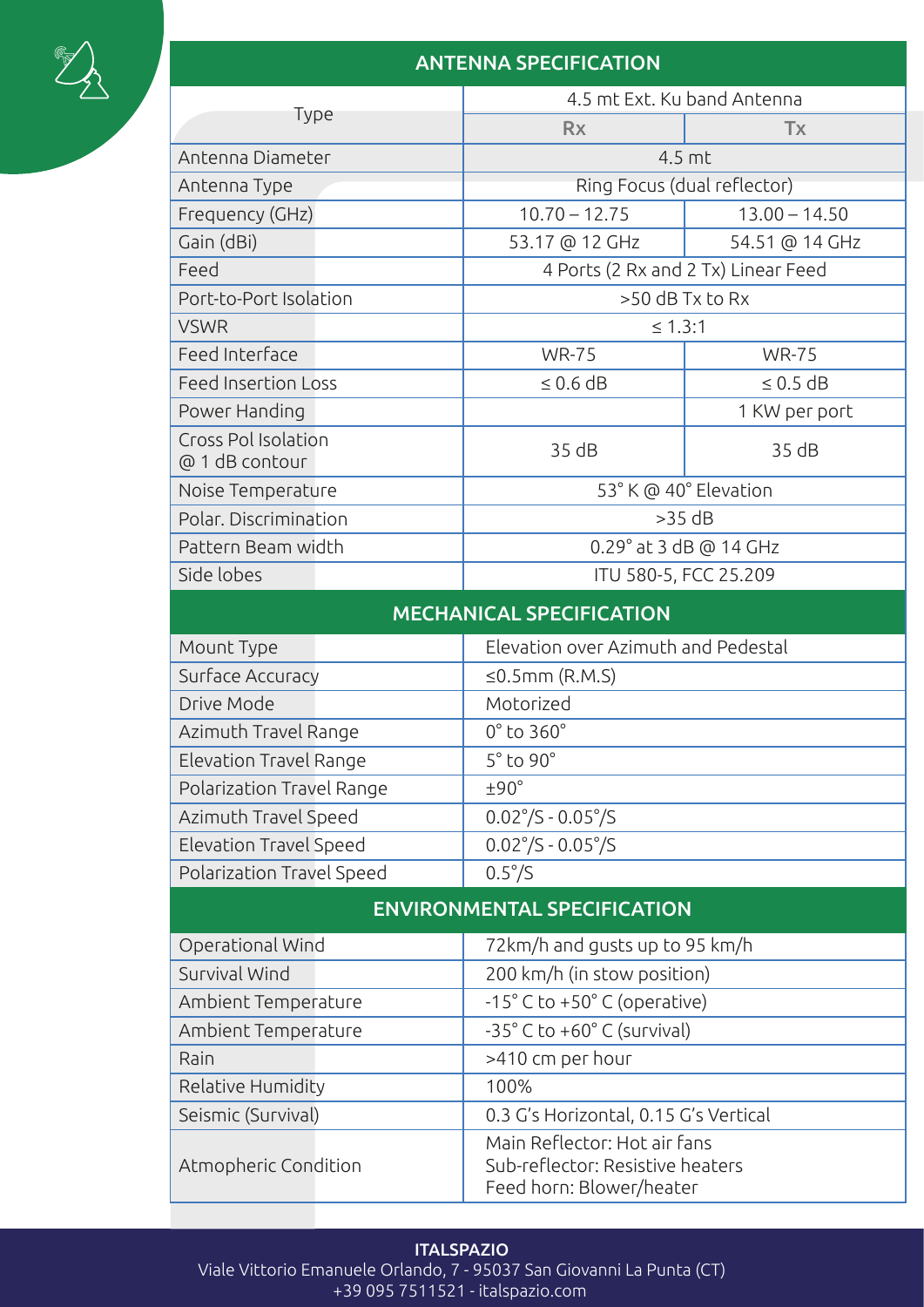## ANTENNA SPECIFICATION

| Type | 4.5 mt Ext. Ku band Antenna | |
|---|---|---|
| | Rx | Tx |
| Antenna Diameter | 4.5 mt | |
| Antenna Type | Ring Focus (dual reflector) | |
| Frequency (GHz) | 10.70 – 12.75 | 13.00 – 14.50 |
| Gain (dBi) | 53.17 @ 12 GHz | 54.51 @ 14 GHz |
| Feed | 4 Ports (2 Rx and 2 Tx) Linear Feed | |
| Port-to-Port Isolation | >50 dB Tx to Rx | |
| VSWR | ≤ 1.3:1 | |
| Feed Interface | WR-75 | WR-75 |
| Feed Insertion Loss | ≤ 0.6 dB | ≤ 0.5 dB |
| Power Handing | | 1 KW per port |
| Cross Pol Isolation @ 1 dB contour | 35 dB | 35 dB |
| Noise Temperature | 53° K @ 40° Elevation | |
| Polar. Discrimination | >35 dB | |
| Pattern Beam width | 0.29° at 3 dB @ 14 GHz | |
| Side lobes | ITU 580-5, FCC 25.209 | |

## MECHANICAL SPECIFICATION

| | |
|---|---|
| Mount Type | Elevation over Azimuth and Pedestal |
| Surface Accuracy | ≤0.5mm (R.M.S) |
| Drive Mode | Motorized |
| Azimuth Travel Range | 0° to 360° |
| Elevation Travel Range | 5° to 90° |
| Polarization Travel Range | ±90° |
| Azimuth Travel Speed | 0.02°/S - 0.05°/S |
| Elevation Travel Speed | 0.02°/S - 0.05°/S |
| Polarization Travel Speed | 0.5°/S |

## ENVIRONMENTAL SPECIFICATION

| | |
|---|---|
| Operational Wind | 72km/h and gusts up to 95 km/h |
| Survival Wind | 200 km/h (in stow position) |
| Ambient Temperature | -15° C to +50° C (operative) |
| Ambient Temperature | -35° C to +60° C (survival) |
| Rain | >410 cm per hour |
| Relative Humidity | 100% |
| Seismic (Survival) | 0.3 G's Horizontal, 0.15 G's Vertical |
| Atmopheric Condition | Main Reflector: Hot air fans<br>Sub-reflector: Resistive heaters<br>Feed horn: Blower/heater |

**ITALSPAZIO**
Viale Vittorio Emanuele Orlando, 7 - 95037 San Giovanni La Punta (CT)
+39 095 7511521 - italspazio.com